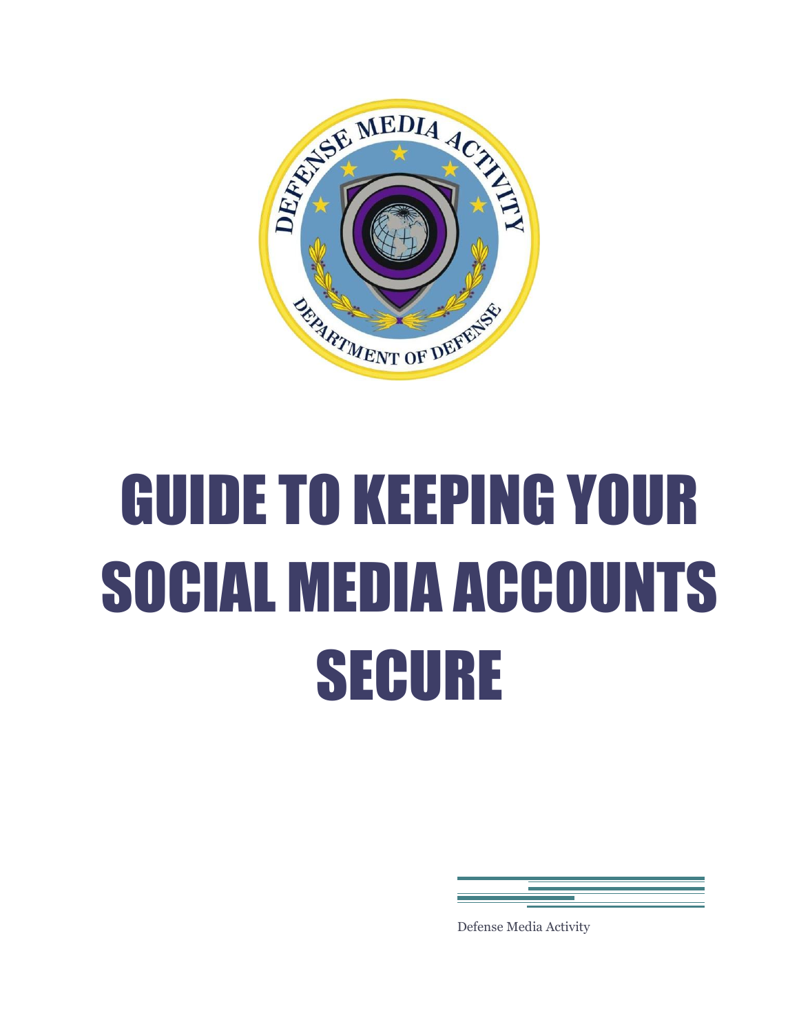# GUIDE TO KEEPING YOUR SOCIAL MEDIA ACCOUNTS SECURE

Defense Media Activity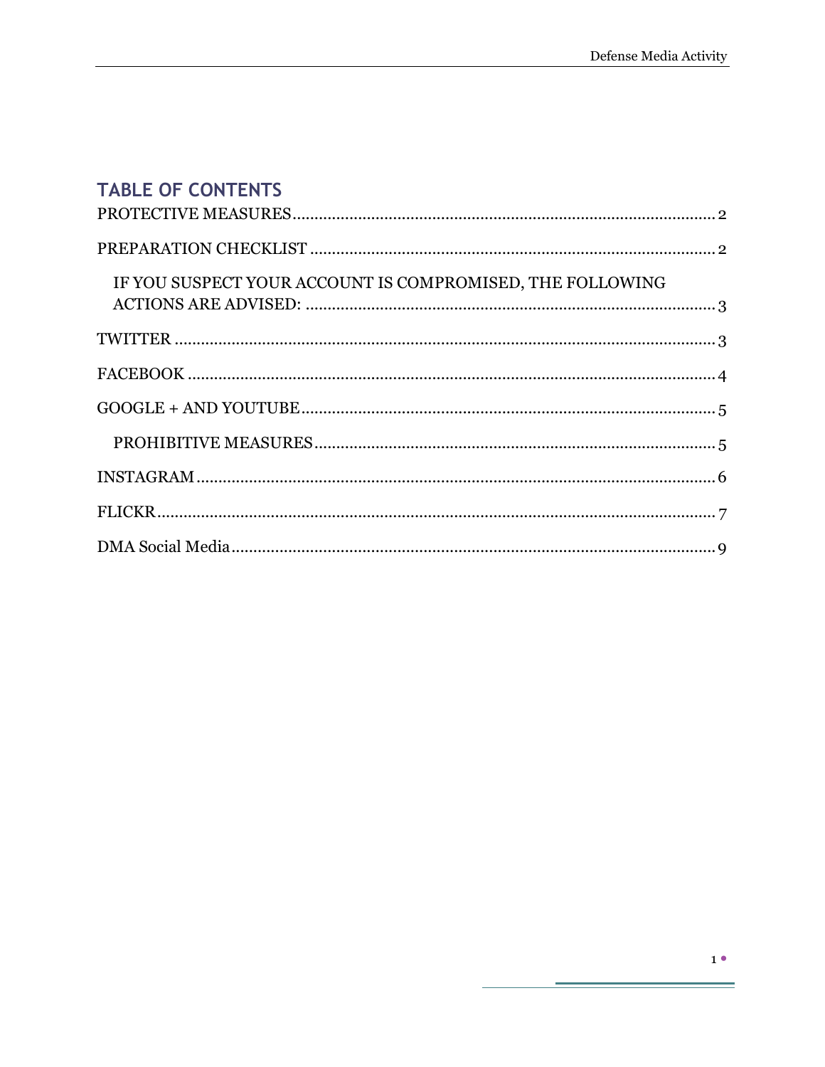## TABLE OF CONTENTS

PROTECTIVE MEASURES ........................................ 2

PREPARATION CHECKLIST ........................................ 2

- IF YOU SUSPECT YOUR ACCOUNT IS COMPROMISED, THE FOLLOWING ACTIONS ARE ADVISED: ........................................ 3

TWITTER ........................................ 3

FACEBOOK ........................................ 4

GOOGLE + AND YOUTUBE ........................................ 5

- PROHIBITIVE MEASURES ........................................ 5

INSTAGRAM ........................................ 6

FLICKR ........................................ 7

DMA Social Media ........................................ 9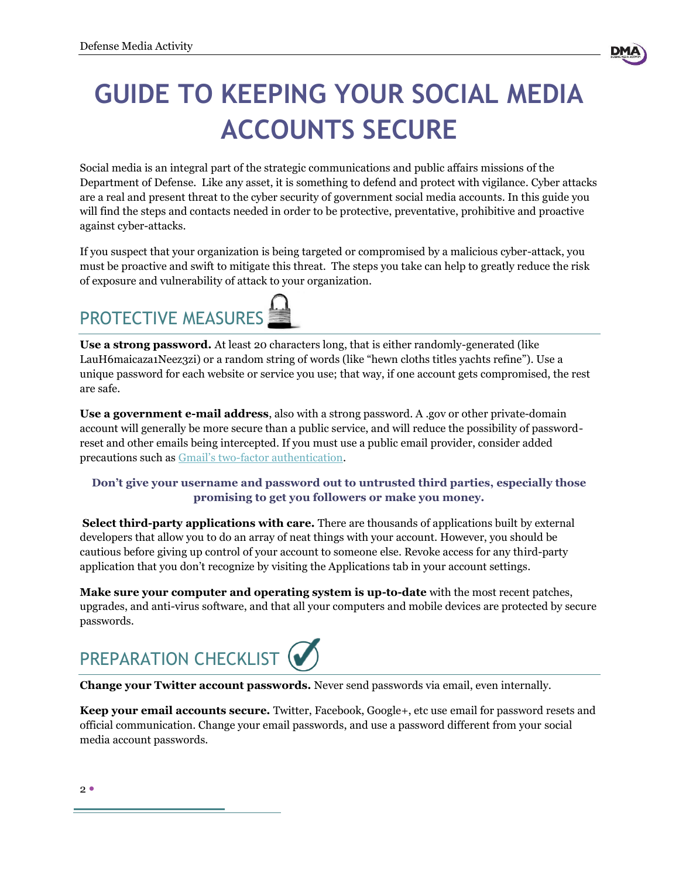# GUIDE TO KEEPING YOUR SOCIAL MEDIA ACCOUNTS SECURE

Social media is an integral part of the strategic communications and public affairs missions of the Department of Defense. Like any asset, it is something to defend and protect with vigilance. Cyber attacks are a real and present threat to the cyber security of government social media accounts. In this guide you will find the steps and contacts needed in order to be protective, preventative, prohibitive and proactive against cyber-attacks.

If you suspect that your organization is being targeted or compromised by a malicious cyber-attack, you must be proactive and swift to mitigate this threat. The steps you take can help to greatly reduce the risk of exposure and vulnerability of attack to your organization.

## PROTECTIVE MEASURES

**Use a strong password.** At least 20 characters long, that is either randomly-generated (like LauH6maicaza1Neez3zi) or a random string of words (like "hewn cloths titles yachts refine"). Use a unique password for each website or service you use; that way, if one account gets compromised, the rest are safe.

**Use a government e-mail address**, also with a strong password. A .gov or other private-domain account will generally be more secure than a public service, and will reduce the possibility of password-reset and other emails being intercepted. If you must use a public email provider, consider added precautions such as Gmail's two-factor authentication.

**Don't give your username and password out to untrusted third parties, especially those promising to get you followers or make you money.**

**Select third-party applications with care.** There are thousands of applications built by external developers that allow you to do an array of neat things with your account. However, you should be cautious before giving up control of your account to someone else. Revoke access for any third-party application that you don't recognize by visiting the Applications tab in your account settings.

**Make sure your computer and operating system is up-to-date** with the most recent patches, upgrades, and anti-virus software, and that all your computers and mobile devices are protected by secure passwords.

## PREPARATION CHECKLIST

**Change your Twitter account passwords.** Never send passwords via email, even internally.

**Keep your email accounts secure.** Twitter, Facebook, Google+, etc use email for password resets and official communication. Change your email passwords, and use a password different from your social media account passwords.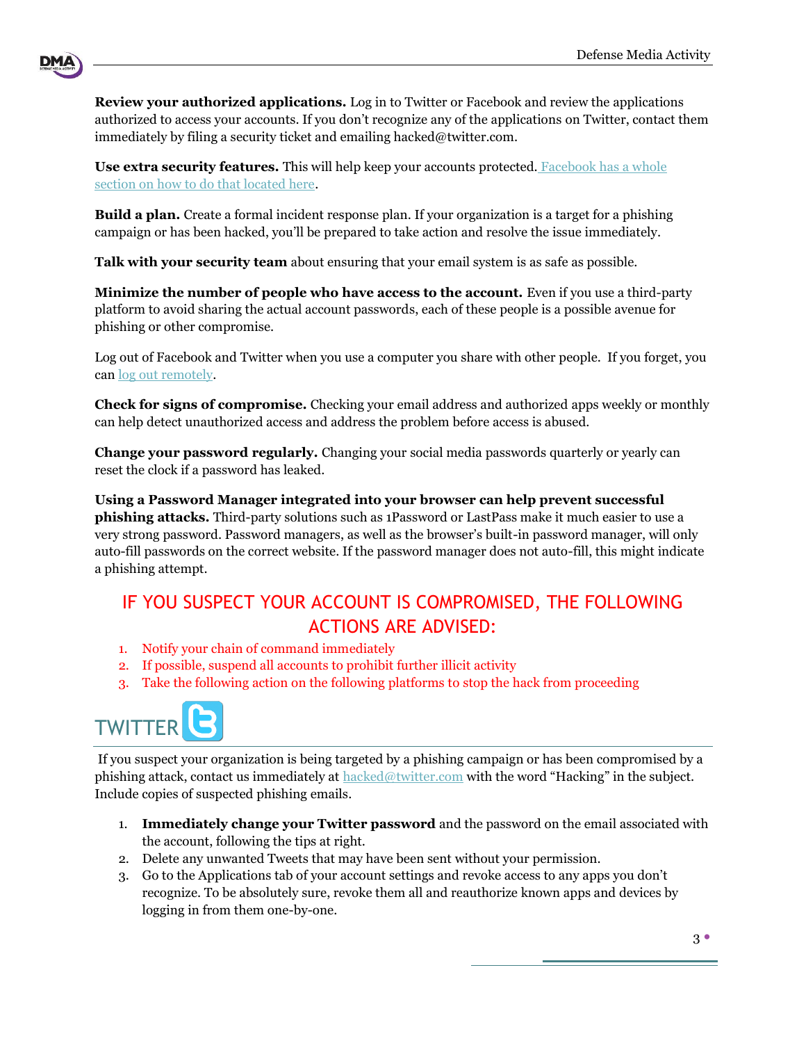**Review your authorized applications.** Log in to Twitter or Facebook and review the applications authorized to access your accounts. If you don't recognize any of the applications on Twitter, contact them immediately by filing a security ticket and emailing hacked@twitter.com.

**Use extra security features.** This will help keep your accounts protected. Facebook has a whole section on how to do that located here.

**Build a plan.** Create a formal incident response plan. If your organization is a target for a phishing campaign or has been hacked, you'll be prepared to take action and resolve the issue immediately.

**Talk with your security team** about ensuring that your email system is as safe as possible.

**Minimize the number of people who have access to the account.** Even if you use a third-party platform to avoid sharing the actual account passwords, each of these people is a possible avenue for phishing or other compromise.

Log out of Facebook and Twitter when you use a computer you share with other people. If you forget, you can log out remotely.

**Check for signs of compromise.** Checking your email address and authorized apps weekly or monthly can help detect unauthorized access and address the problem before access is abused.

**Change your password regularly.** Changing your social media passwords quarterly or yearly can reset the clock if a password has leaked.

**Using a Password Manager integrated into your browser can help prevent successful phishing attacks.** Third-party solutions such as 1Password or LastPass make it much easier to use a very strong password. Password managers, as well as the browser's built-in password manager, will only auto-fill passwords on the correct website. If the password manager does not auto-fill, this might indicate a phishing attempt.

## IF YOU SUSPECT YOUR ACCOUNT IS COMPROMISED, THE FOLLOWING ACTIONS ARE ADVISED:

1. Notify your chain of command immediately
2. If possible, suspend all accounts to prohibit further illicit activity
3. Take the following action on the following platforms to stop the hack from proceeding

## TWITTER

If you suspect your organization is being targeted by a phishing campaign or has been compromised by a phishing attack, contact us immediately at hacked@twitter.com with the word "Hacking" in the subject. Include copies of suspected phishing emails.

1. **Immediately change your Twitter password** and the password on the email associated with the account, following the tips at right.
2. Delete any unwanted Tweets that may have been sent without your permission.
3. Go to the Applications tab of your account settings and revoke access to any apps you don't recognize. To be absolutely sure, revoke them all and reauthorize known apps and devices by logging in from them one-by-one.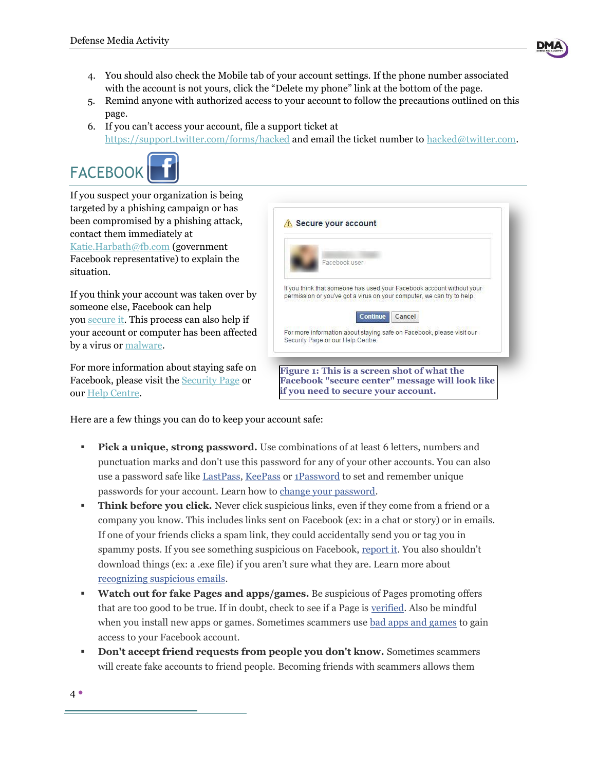4. You should also check the Mobile tab of your account settings. If the phone number associated with the account is not yours, click the “Delete my phone” link at the bottom of the page.
5. Remind anyone with authorized access to your account to follow the precautions outlined on this page.
6. If you can’t access your account, file a support ticket at https://support.twitter.com/forms/hacked and email the ticket number to hacked@twitter.com.

## FACEBOOK

If you suspect your organization is being targeted by a phishing campaign or has been compromised by a phishing attack, contact them immediately at Katie.Harbath@fb.com (government Facebook representative) to explain the situation.

If you think your account was taken over by someone else, Facebook can help you secure it. This process can also help if your account or computer has been affected by a virus or malware.

For more information about staying safe on Facebook, please visit the Security Page or our Help Centre.

**Figure 1: This is a screen shot of what the Facebook "secure center" message will look like if you need to secure your account.**

Here are a few things you can do to keep your account safe:

- **Pick a unique, strong password.** Use combinations of at least 6 letters, numbers and punctuation marks and don't use this password for any of your other accounts. You can also use a password safe like LastPass, KeePass or 1Password to set and remember unique passwords for your account. Learn how to change your password.
- **Think before you click.** Never click suspicious links, even if they come from a friend or a company you know. This includes links sent on Facebook (ex: in a chat or story) or in emails. If one of your friends clicks a spam link, they could accidentally send you or tag you in spammy posts. If you see something suspicious on Facebook, report it. You also shouldn't download things (ex: a .exe file) if you aren’t sure what they are. Learn more about recognizing suspicious emails.
- **Watch out for fake Pages and apps/games.** Be suspicious of Pages promoting offers that are too good to be true. If in doubt, check to see if a Page is verified. Also be mindful when you install new apps or games. Sometimes scammers use bad apps and games to gain access to your Facebook account.
- **Don't accept friend requests from people you don't know.** Sometimes scammers will create fake accounts to friend people. Becoming friends with scammers allows them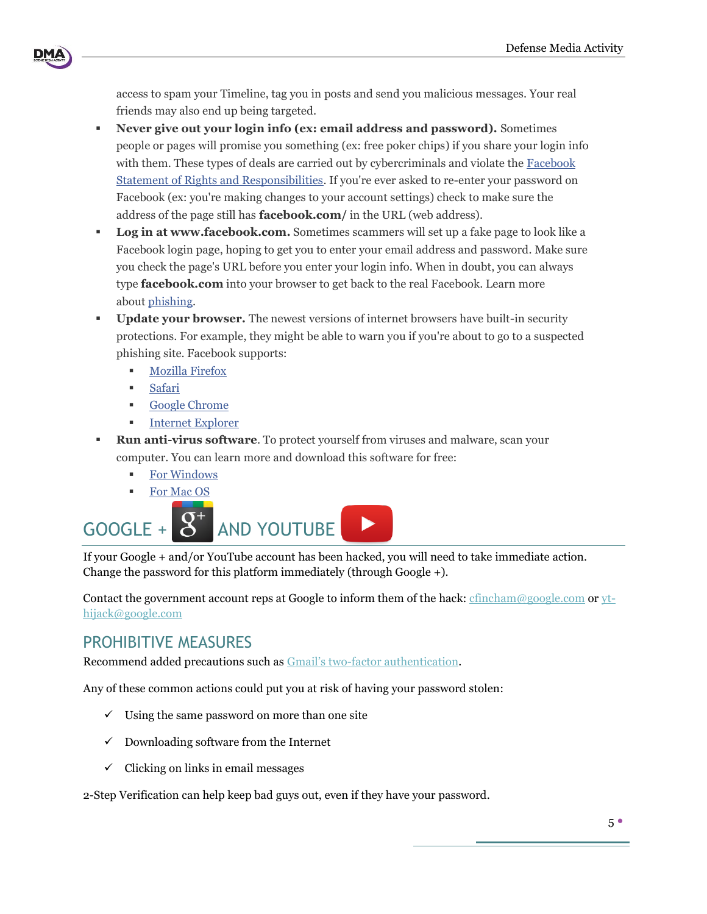access to spam your Timeline, tag you in posts and send you malicious messages. Your real friends may also end up being targeted.

- **Never give out your login info (ex: email address and password).** Sometimes people or pages will promise you something (ex: free poker chips) if you share your login info with them. These types of deals are carried out by cybercriminals and violate the Facebook Statement of Rights and Responsibilities. If you're ever asked to re-enter your password on Facebook (ex: you're making changes to your account settings) check to make sure the address of the page still has **facebook.com/** in the URL (web address).
- **Log in at www.facebook.com.** Sometimes scammers will set up a fake page to look like a Facebook login page, hoping to get you to enter your email address and password. Make sure you check the page's URL before you enter your login info. When in doubt, you can always type **facebook.com** into your browser to get back to the real Facebook. Learn more about phishing.
- **Update your browser.** The newest versions of internet browsers have built-in security protections. For example, they might be able to warn you if you're about to go to a suspected phishing site. Facebook supports:
  - Mozilla Firefox
  - Safari
  - Google Chrome
  - Internet Explorer
- **Run anti-virus software**. To protect yourself from viruses and malware, scan your computer. You can learn more and download this software for free:
  - For Windows
  - For Mac OS

## GOOGLE + AND YOUTUBE

If your Google + and/or YouTube account has been hacked, you will need to take immediate action. Change the password for this platform immediately (through Google +).

Contact the government account reps at Google to inform them of the hack: cfincham@google.com or yt-hijack@google.com

## PROHIBITIVE MEASURES

Recommend added precautions such as Gmail's two-factor authentication.

Any of these common actions could put you at risk of having your password stolen:

- ✓ Using the same password on more than one site
- ✓ Downloading software from the Internet
- ✓ Clicking on links in email messages

2-Step Verification can help keep bad guys out, even if they have your password.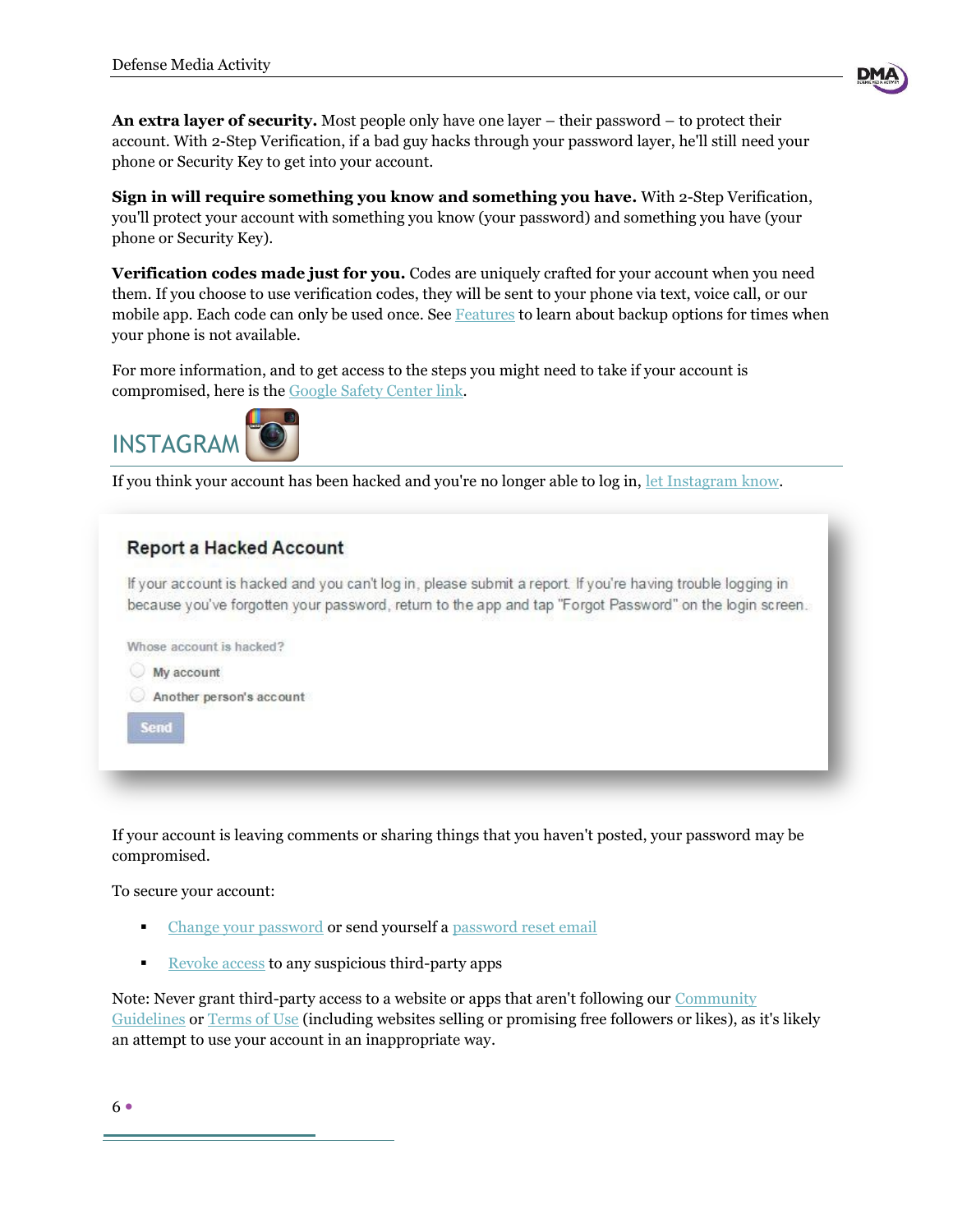**An extra layer of security.** Most people only have one layer – their password – to protect their account. With 2-Step Verification, if a bad guy hacks through your password layer, he'll still need your phone or Security Key to get into your account.

**Sign in will require something you know and something you have.** With 2-Step Verification, you'll protect your account with something you know (your password) and something you have (your phone or Security Key).

**Verification codes made just for you.** Codes are uniquely crafted for your account when you need them. If you choose to use verification codes, they will be sent to your phone via text, voice call, or our mobile app. Each code can only be used once. See Features to learn about backup options for times when your phone is not available.

For more information, and to get access to the steps you might need to take if your account is compromised, here is the Google Safety Center link.

## INSTAGRAM

If you think your account has been hacked and you're no longer able to log in, let Instagram know.

**Report a Hacked Account**

If your account is hacked and you can't log in, please submit a report. If you're having trouble logging in because you've forgotten your password, return to the app and tap "Forgot Password" on the login screen.

Whose account is hacked?

- My account
- Another person's account

Send

If your account is leaving comments or sharing things that you haven't posted, your password may be compromised.

To secure your account:

- Change your password or send yourself a password reset email
- Revoke access to any suspicious third-party apps

Note: Never grant third-party access to a website or apps that aren't following our Community Guidelines or Terms of Use (including websites selling or promising free followers or likes), as it's likely an attempt to use your account in an inappropriate way.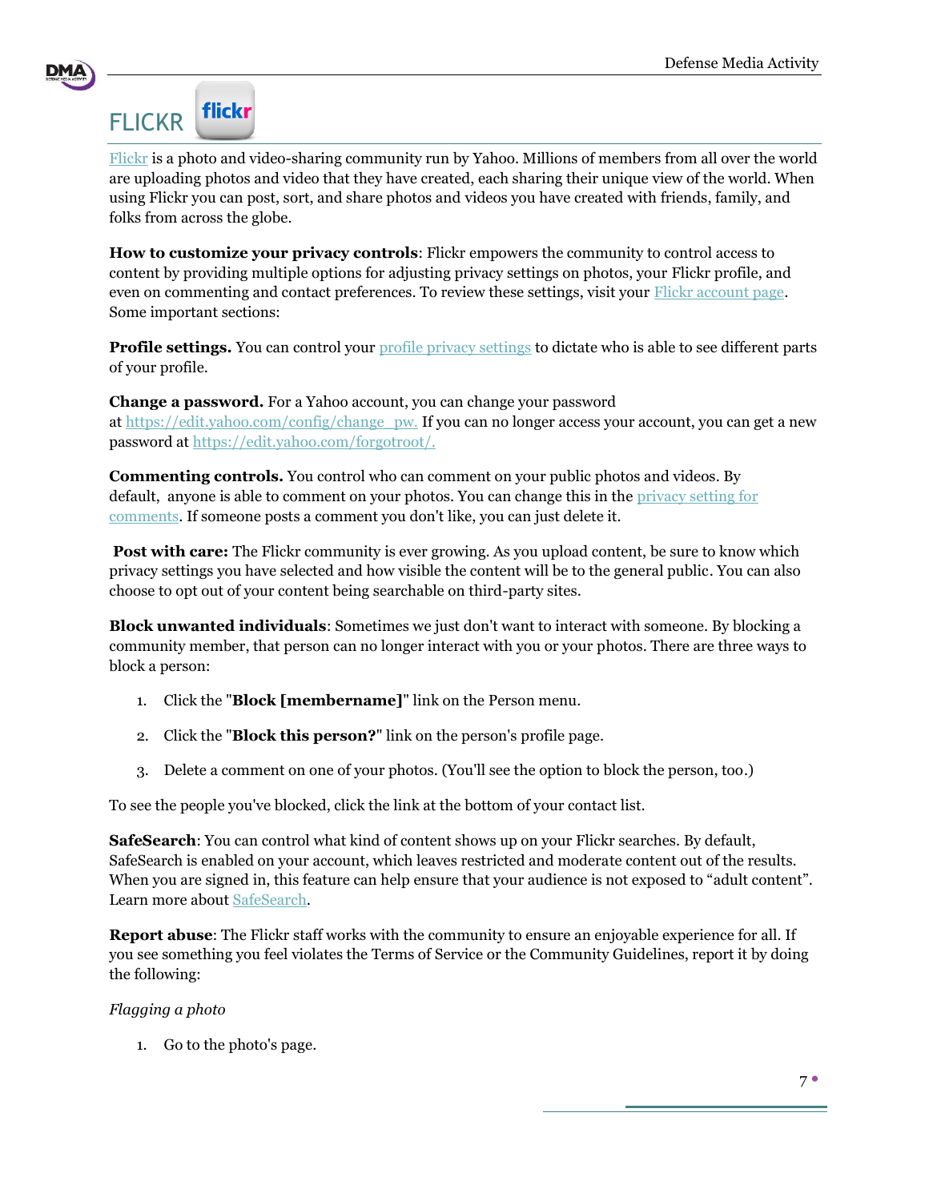# FLICKR

Flickr is a photo and video-sharing community run by Yahoo. Millions of members from all over the world are uploading photos and video that they have created, each sharing their unique view of the world. When using Flickr you can post, sort, and share photos and videos you have created with friends, family, and folks from across the globe.

**How to customize your privacy controls**: Flickr empowers the community to control access to content by providing multiple options for adjusting privacy settings on photos, your Flickr profile, and even on commenting and contact preferences. To review these settings, visit your Flickr account page. Some important sections:

**Profile settings.** You can control your profile privacy settings to dictate who is able to see different parts of your profile.

**Change a password.** For a Yahoo account, you can change your password at https://edit.yahoo.com/config/change_pw. If you can no longer access your account, you can get a new password at https://edit.yahoo.com/forgotroot/.

**Commenting controls.** You control who can comment on your public photos and videos. By default, anyone is able to comment on your photos. You can change this in the privacy setting for comments. If someone posts a comment you don't like, you can just delete it.

**Post with care:** The Flickr community is ever growing. As you upload content, be sure to know which privacy settings you have selected and how visible the content will be to the general public. You can also choose to opt out of your content being searchable on third-party sites.

**Block unwanted individuals**: Sometimes we just don't want to interact with someone. By blocking a community member, that person can no longer interact with you or your photos. There are three ways to block a person:

1. Click the "**Block [membername]**" link on the Person menu.
2. Click the "**Block this person?**" link on the person's profile page.
3. Delete a comment on one of your photos. (You'll see the option to block the person, too.)

To see the people you've blocked, click the link at the bottom of your contact list.

**SafeSearch**: You can control what kind of content shows up on your Flickr searches. By default, SafeSearch is enabled on your account, which leaves restricted and moderate content out of the results. When you are signed in, this feature can help ensure that your audience is not exposed to "adult content". Learn more about SafeSearch.

**Report abuse**: The Flickr staff works with the community to ensure an enjoyable experience for all. If you see something you feel violates the Terms of Service or the Community Guidelines, report it by doing the following:

*Flagging a photo*

1. Go to the photo's page.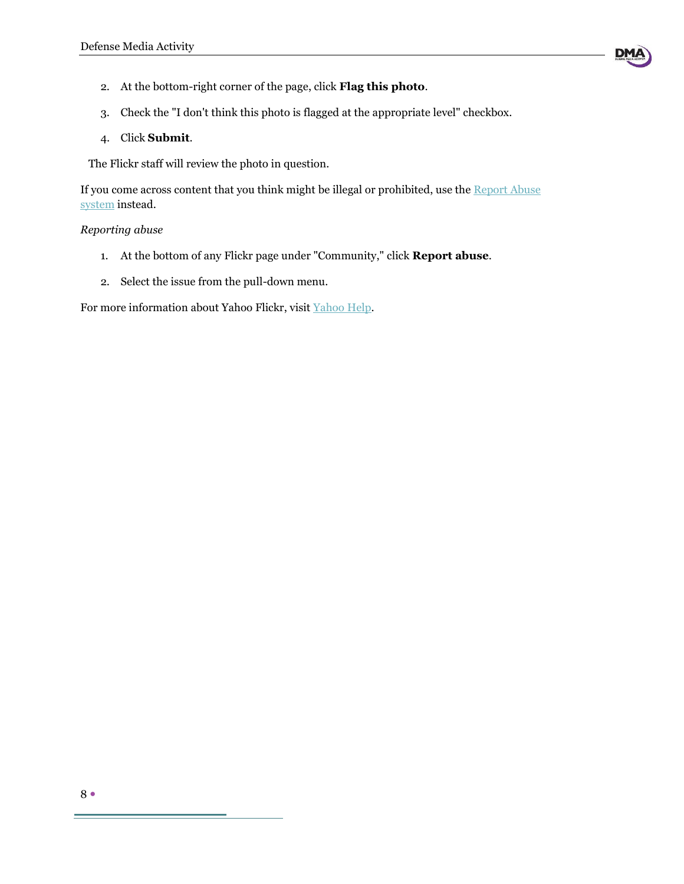2. At the bottom-right corner of the page, click **Flag this photo**.
3. Check the "I don't think this photo is flagged at the appropriate level" checkbox.
4. Click **Submit**.

The Flickr staff will review the photo in question.

If you come across content that you think might be illegal or prohibited, use the Report Abuse system instead.

*Reporting abuse*

1. At the bottom of any Flickr page under "Community," click **Report abuse**.
2. Select the issue from the pull-down menu.

For more information about Yahoo Flickr, visit Yahoo Help.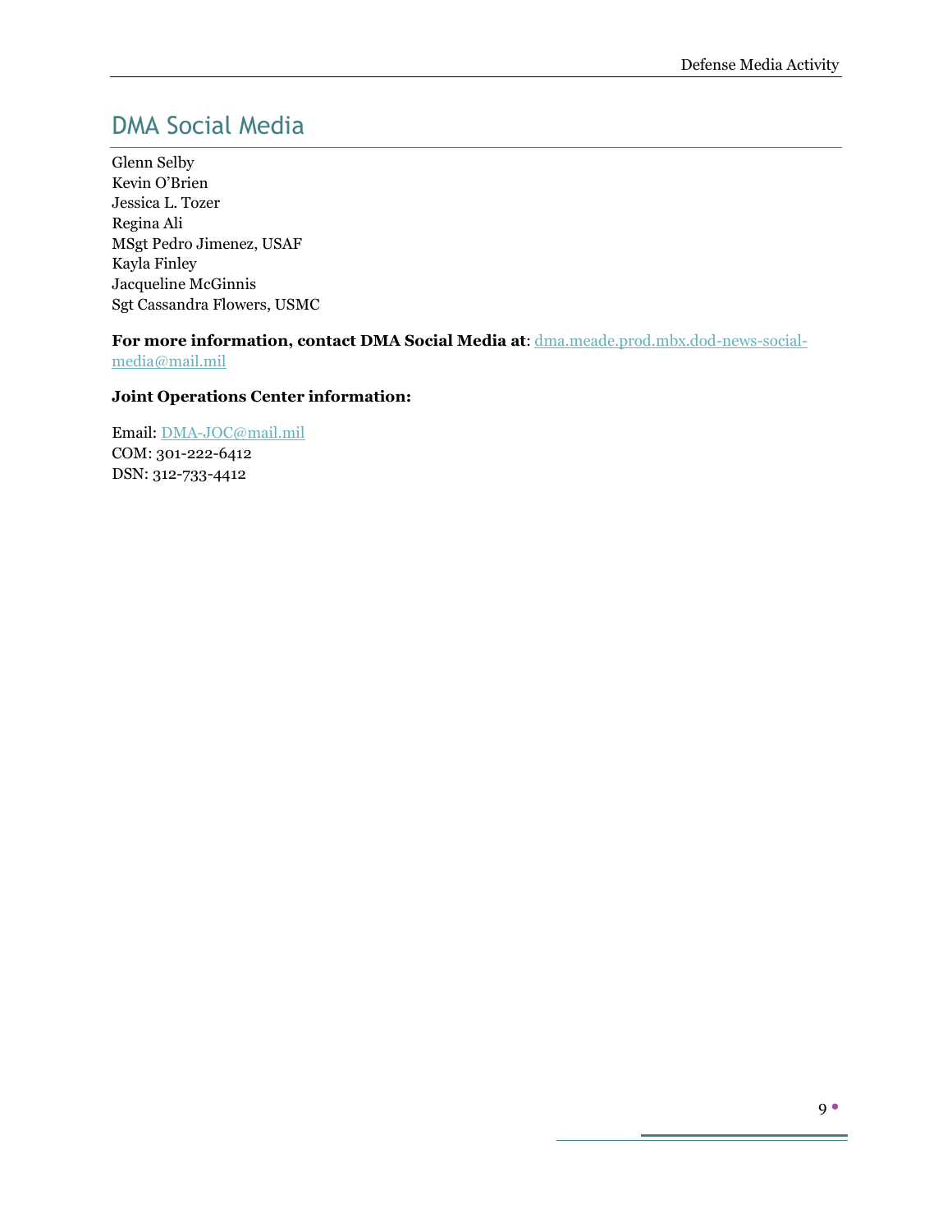## DMA Social Media

Glenn Selby
Kevin O'Brien
Jessica L. Tozer
Regina Ali
MSgt Pedro Jimenez, USAF
Kayla Finley
Jacqueline McGinnis
Sgt Cassandra Flowers, USMC

**For more information, contact DMA Social Media at**: dma.meade.prod.mbx.dod-news-social-media@mail.mil

**Joint Operations Center information:**

Email: DMA-JOC@mail.mil
COM: 301-222-6412
DSN: 312-733-4412